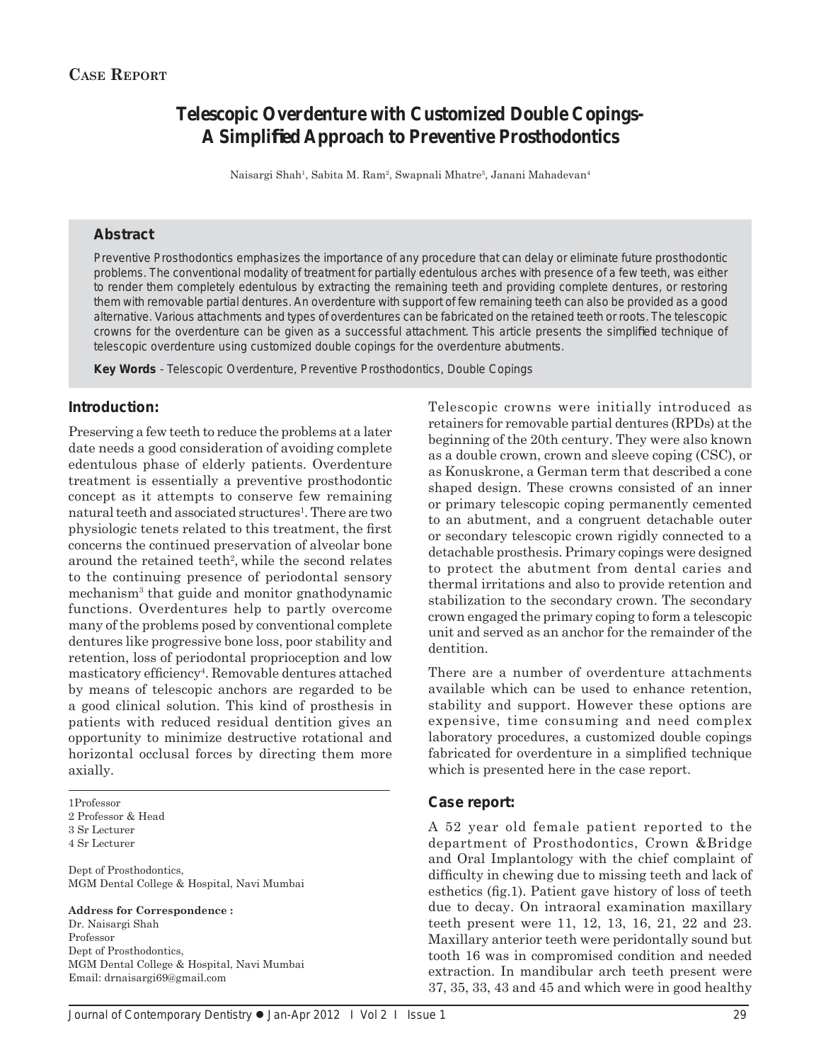Case Report

# Telescopic Overdenture with Customized Double Copings-A Simplified Approach to Preventive Prosthodontics

Naisargi Shah[1], Sabita M. Ram[2], Swapnali Mhatre[3], Janani Mahadevan[4]

## Abstract

Preventive Prosthodontics emphasizes the importance of any procedure that can delay or eliminate future prosthodontic problems. The conventional modality of treatment for partially edentulous arches with presence of a few teeth, was either to render them completely edentulous by extracting the remaining teeth and providing complete dentures, or restoring them with removable partial dentures. An overdenture with support of few remaining teeth can also be provided as a good alternative. Various attachments and types of overdentures can be fabricated on the retained teeth or roots. The telescopic crowns for the overdenture can be given as a successful attachment. This article presents the simplified technique of telescopic overdenture using customized double copings for the overdenture abutments.

**Key Words** - Telescopic Overdenture, Preventive Prosthodontics, Double Copings

## Introduction:

Preserving a few teeth to reduce the problems at a later date needs a good consideration of avoiding complete edentulous phase of elderly patients. Overdenture treatment is essentially a preventive prosthodontic concept as it attempts to conserve few remaining natural teeth and associated structures[1]. There are two physiologic tenets related to this treatment, the first concerns the continued preservation of alveolar bone around the retained teeth[2], while the second relates to the continuing presence of periodontal sensory mechanism[3] that guide and monitor gnathodynamic functions. Overdentures help to partly overcome many of the problems posed by conventional complete dentures like progressive bone loss, poor stability and retention, loss of periodontal proprioception and low masticatory efficiency[4]. Removable dentures attached by means of telescopic anchors are regarded to be a good clinical solution. This kind of prosthesis in patients with reduced residual dentition gives an opportunity to minimize destructive rotational and horizontal occlusal forces by directing them more axially.

Telescopic crowns were initially introduced as retainers for removable partial dentures (RPDs) at the beginning of the 20th century. They were also known as a double crown, crown and sleeve coping (CSC), or as Konuskrone, a German term that described a cone shaped design. These crowns consisted of an inner or primary telescopic coping permanently cemented to an abutment, and a congruent detachable outer or secondary telescopic crown rigidly connected to a detachable prosthesis. Primary copings were designed to protect the abutment from dental caries and thermal irritations and also to provide retention and stabilization to the secondary crown. The secondary crown engaged the primary coping to form a telescopic unit and served as an anchor for the remainder of the dentition.

There are a number of overdenture attachments available which can be used to enhance retention, stability and support. However these options are expensive, time consuming and need complex laboratory procedures, a customized double copings fabricated for overdenture in a simplified technique which is presented here in the case report.

## Case report:

A 52 year old female patient reported to the department of Prosthodontics, Crown &Bridge and Oral Implantology with the chief complaint of difficulty in chewing due to missing teeth and lack of esthetics (fig.1). Patient gave history of loss of teeth due to decay. On intraoral examination maxillary teeth present were 11, 12, 13, 16, 21, 22 and 23. Maxillary anterior teeth were peridontally sound but tooth 16 was in compromised condition and needed extraction. In mandibular arch teeth present were 37, 35, 33, 43 and 45 and which were in good healthy

1Professor
2 Professor & Head
3 Sr Lecturer
4 Sr Lecturer

Dept of Prosthodontics,
MGM Dental College & Hospital, Navi Mumbai

**Address for Correspondence :**
Dr. Naisargi Shah
Professor
Dept of Prosthodontics,
MGM Dental College & Hospital, Navi Mumbai
Email: drnaisargi69@gmail.com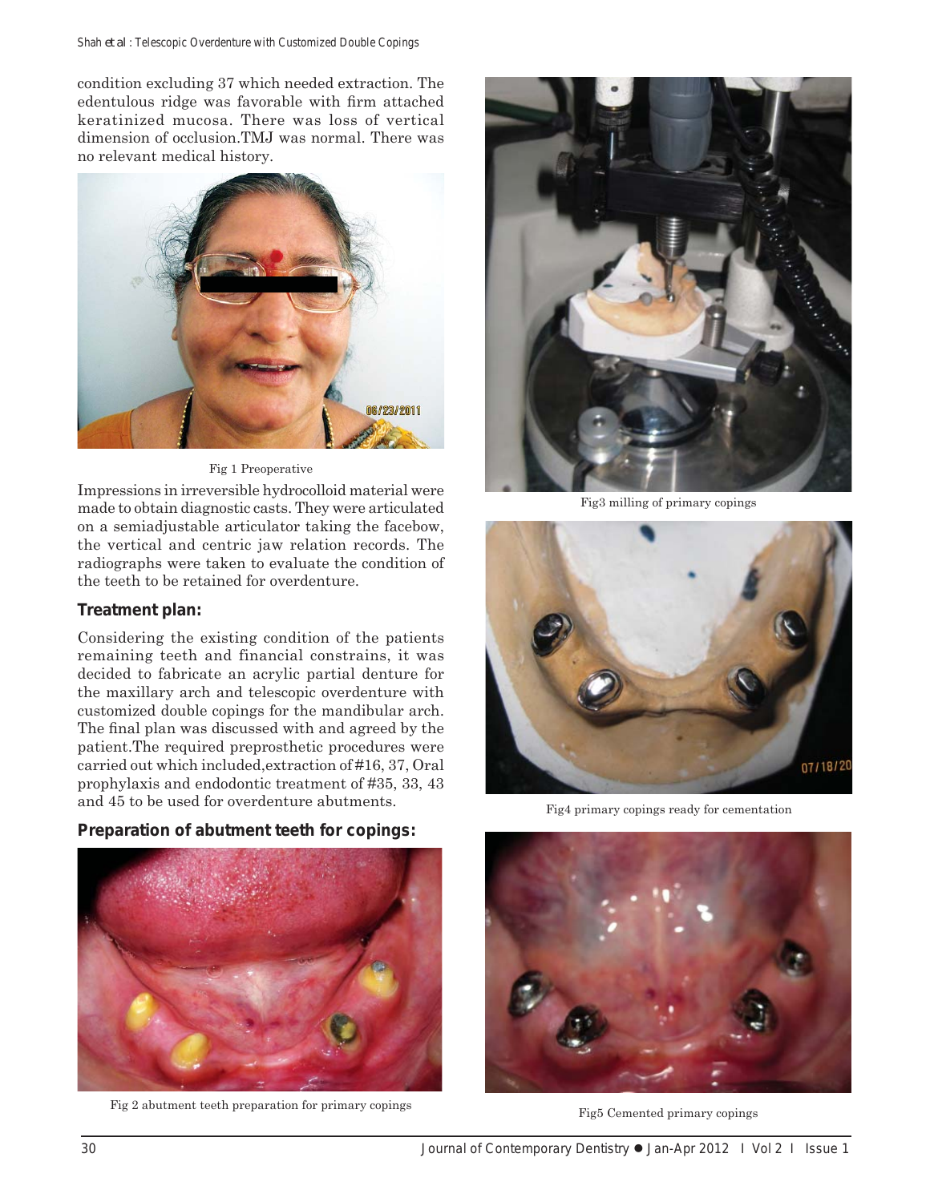condition excluding 37 which needed extraction. The edentulous ridge was favorable with firm attached keratinized mucosa. There was loss of vertical dimension of occlusion.TMJ was normal. There was no relevant medical history.

Fig 1 Preoperative

Impressions in irreversible hydrocolloid material were made to obtain diagnostic casts. They were articulated on a semiadjustable articulator taking the facebow, the vertical and centric jaw relation records. The radiographs were taken to evaluate the condition of the teeth to be retained for overdenture.

**Treatment plan:**

Considering the existing condition of the patients remaining teeth and financial constrains, it was decided to fabricate an acrylic partial denture for the maxillary arch and telescopic overdenture with customized double copings for the mandibular arch. The final plan was discussed with and agreed by the patient.The required preprosthetic procedures were carried out which included,extraction of #16, 37, Oral prophylaxis and endodontic treatment of #35, 33, 43 and 45 to be used for overdenture abutments.

**Preparation of abutment teeth for copings:**

Fig 2 abutment teeth preparation for primary copings

Fig3 milling of primary copings

Fig4 primary copings ready for cementation

Fig5 Cemented primary copings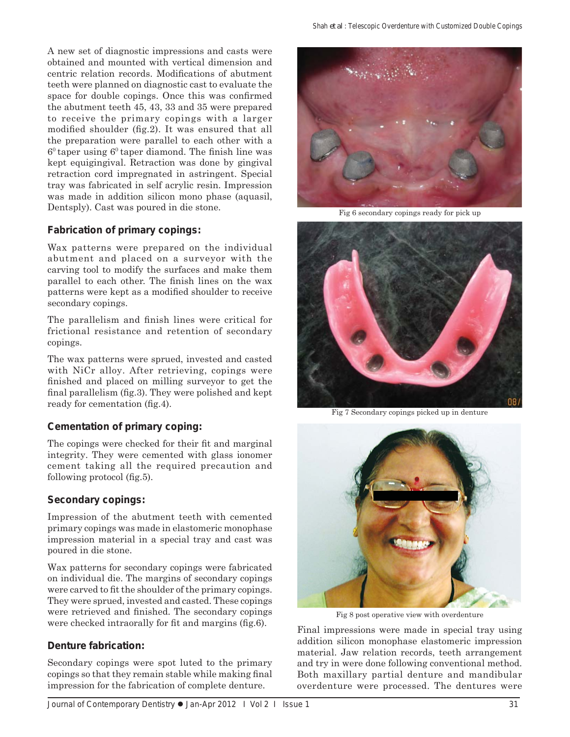A new set of diagnostic impressions and casts were obtained and mounted with vertical dimension and centric relation records. Modifications of abutment teeth were planned on diagnostic cast to evaluate the space for double copings. Once this was confirmed the abutment teeth 45, 43, 33 and 35 were prepared to receive the primary copings with a larger modified shoulder (fig.2). It was ensured that all the preparation were parallel to each other with a $6^0$ taper using $6^0$ taper diamond. The finish line was kept equigingival. Retraction was done by gingival retraction cord impregnated in astringent. Special tray was fabricated in self acrylic resin. Impression was made in addition silicon mono phase (aquasil, Dentsply). Cast was poured in die stone.

### Fabrication of primary copings:

Wax patterns were prepared on the individual abutment and placed on a surveyor with the carving tool to modify the surfaces and make them parallel to each other. The finish lines on the wax patterns were kept as a modified shoulder to receive secondary copings.

The parallelism and finish lines were critical for frictional resistance and retention of secondary copings.

The wax patterns were sprued, invested and casted with NiCr alloy. After retrieving, copings were finished and placed on milling surveyor to get the final parallelism (fig.3). They were polished and kept ready for cementation (fig.4).

### Cementation of primary coping:

The copings were checked for their fit and marginal integrity. They were cemented with glass ionomer cement taking all the required precaution and following protocol (fig.5).

### Secondary copings:

Impression of the abutment teeth with cemented primary copings was made in elastomeric monophase impression material in a special tray and cast was poured in die stone.

Wax patterns for secondary copings were fabricated on individual die. The margins of secondary copings were carved to fit the shoulder of the primary copings. They were sprued, invested and casted. These copings were retrieved and finished. The secondary copings were checked intraorally for fit and margins (fig.6).

### Denture fabrication:

Secondary copings were spot luted to the primary copings so that they remain stable while making final impression for the fabrication of complete denture.

Fig 6 secondary copings ready for pick up

Fig 7 Secondary copings picked up in denture

Fig 8 post operative view with overdenture

Final impressions were made in special tray using addition silicon monophase elastomeric impression material. Jaw relation records, teeth arrangement and try in were done following conventional method. Both maxillary partial denture and mandibular overdenture were processed. The dentures were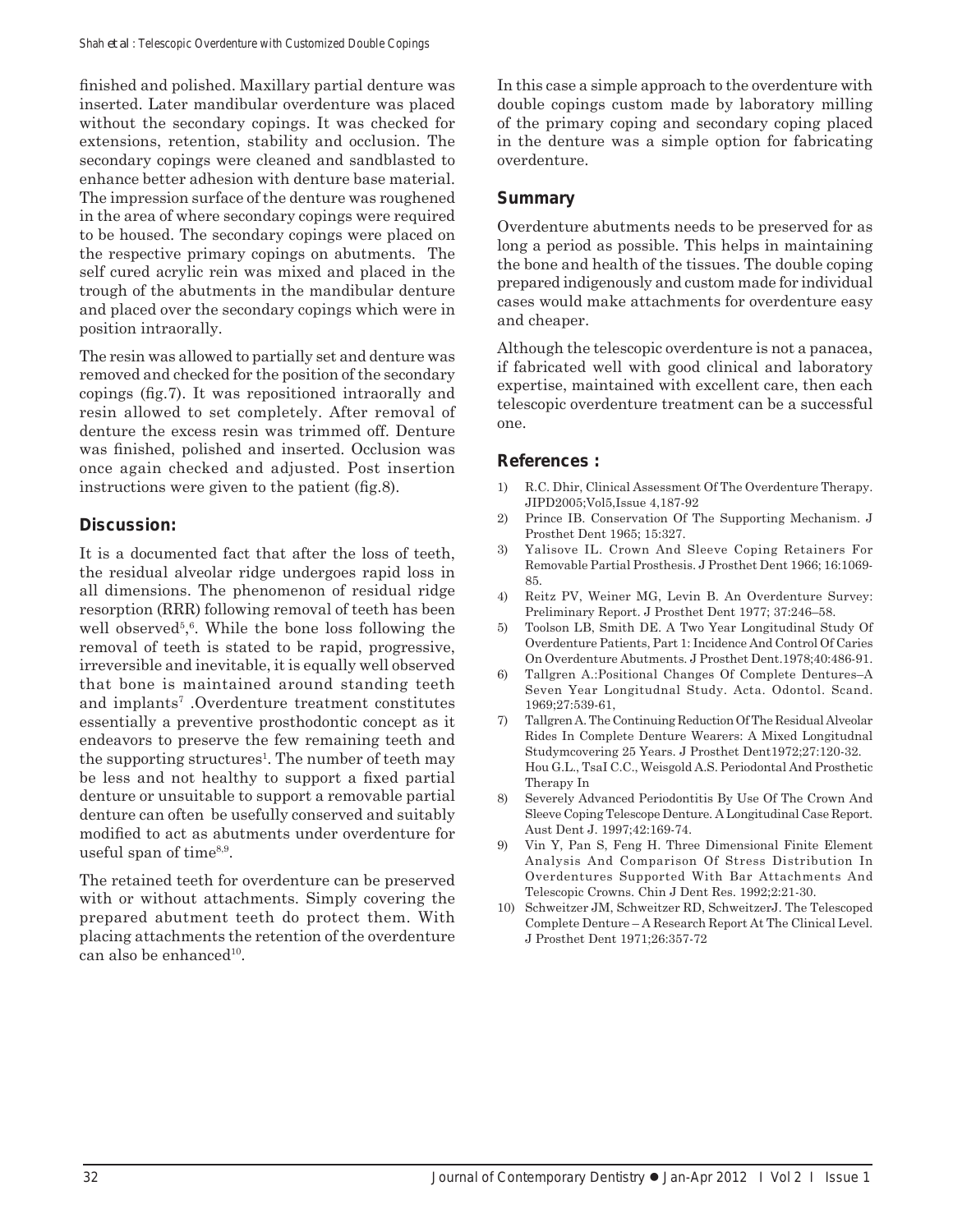finished and polished. Maxillary partial denture was inserted. Later mandibular overdenture was placed without the secondary copings. It was checked for extensions, retention, stability and occlusion. The secondary copings were cleaned and sandblasted to enhance better adhesion with denture base material. The impression surface of the denture was roughened in the area of where secondary copings were required to be housed. The secondary copings were placed on the respective primary copings on abutments. The self cured acrylic rein was mixed and placed in the trough of the abutments in the mandibular denture and placed over the secondary copings which were in position intraorally.

The resin was allowed to partially set and denture was removed and checked for the position of the secondary copings (fig.7). It was repositioned intraorally and resin allowed to set completely. After removal of denture the excess resin was trimmed off. Denture was finished, polished and inserted. Occlusion was once again checked and adjusted. Post insertion instructions were given to the patient (fig.8).

## Discussion:

It is a documented fact that after the loss of teeth, the residual alveolar ridge undergoes rapid loss in all dimensions. The phenomenon of residual ridge resorption (RRR) following removal of teeth has been well observed[5],[6]. While the bone loss following the removal of teeth is stated to be rapid, progressive, irreversible and inevitable, it is equally well observed that bone is maintained around standing teeth and implants[7] .Overdenture treatment constitutes essentially a preventive prosthodontic concept as it endeavors to preserve the few remaining teeth and the supporting structures[1]. The number of teeth may be less and not healthy to support a fixed partial denture or unsuitable to support a removable partial denture can often be usefully conserved and suitably modified to act as abutments under overdenture for useful span of time[8,9].

The retained teeth for overdenture can be preserved with or without attachments. Simply covering the prepared abutment teeth do protect them. With placing attachments the retention of the overdenture can also be enhanced[10].

In this case a simple approach to the overdenture with double copings custom made by laboratory milling of the primary coping and secondary coping placed in the denture was a simple option for fabricating overdenture.

## Summary

Overdenture abutments needs to be preserved for as long a period as possible. This helps in maintaining the bone and health of the tissues. The double coping prepared indigenously and custom made for individual cases would make attachments for overdenture easy and cheaper.

Although the telescopic overdenture is not a panacea, if fabricated well with good clinical and laboratory expertise, maintained with excellent care, then each telescopic overdenture treatment can be a successful one.

## References :

1) R.C. Dhir, Clinical Assessment Of The Overdenture Therapy. JIPD2005;Vol5,Issue 4,187-92
2) Prince IB. Conservation Of The Supporting Mechanism. J Prosthet Dent 1965; 15:327.
3) Yalisove IL. Crown And Sleeve Coping Retainers For Removable Partial Prosthesis. J Prosthet Dent 1966; 16:1069-85.
4) Reitz PV, Weiner MG, Levin B. An Overdenture Survey: Preliminary Report. J Prosthet Dent 1977; 37:246–58.
5) Toolson LB, Smith DE. A Two Year Longitudinal Study Of Overdenture Patients, Part 1: Incidence And Control Of Caries On Overdenture Abutments. J Prosthet Dent.1978;40:486-91.
6) Tallgren A.:Positional Changes Of Complete Dentures–A Seven Year Longitudnal Study. Acta. Odontol. Scand. 1969;27:539-61,
7) Tallgren A. The Continuing Reduction Of The Residual Alveolar Rides In Complete Denture Wearers: A Mixed Longitudnal Studymcovering 25 Years. J Prosthet Dent1972;27:120-32. Hou G.L., TsaI C.C., Weisgold A.S. Periodontal And Prosthetic Therapy In
8) Severely Advanced Periodontitis By Use Of The Crown And Sleeve Coping Telescope Denture. A Longitudinal Case Report. Aust Dent J. 1997;42:169-74.
9) Vin Y, Pan S, Feng H. Three Dimensional Finite Element Analysis And Comparison Of Stress Distribution In Overdentures Supported With Bar Attachments And Telescopic Crowns. Chin J Dent Res. 1992;2:21-30.
10) Schweitzer JM, Schweitzer RD, SchweitzerJ. The Telescoped Complete Denture – A Research Report At The Clinical Level. J Prosthet Dent 1971;26:357-72